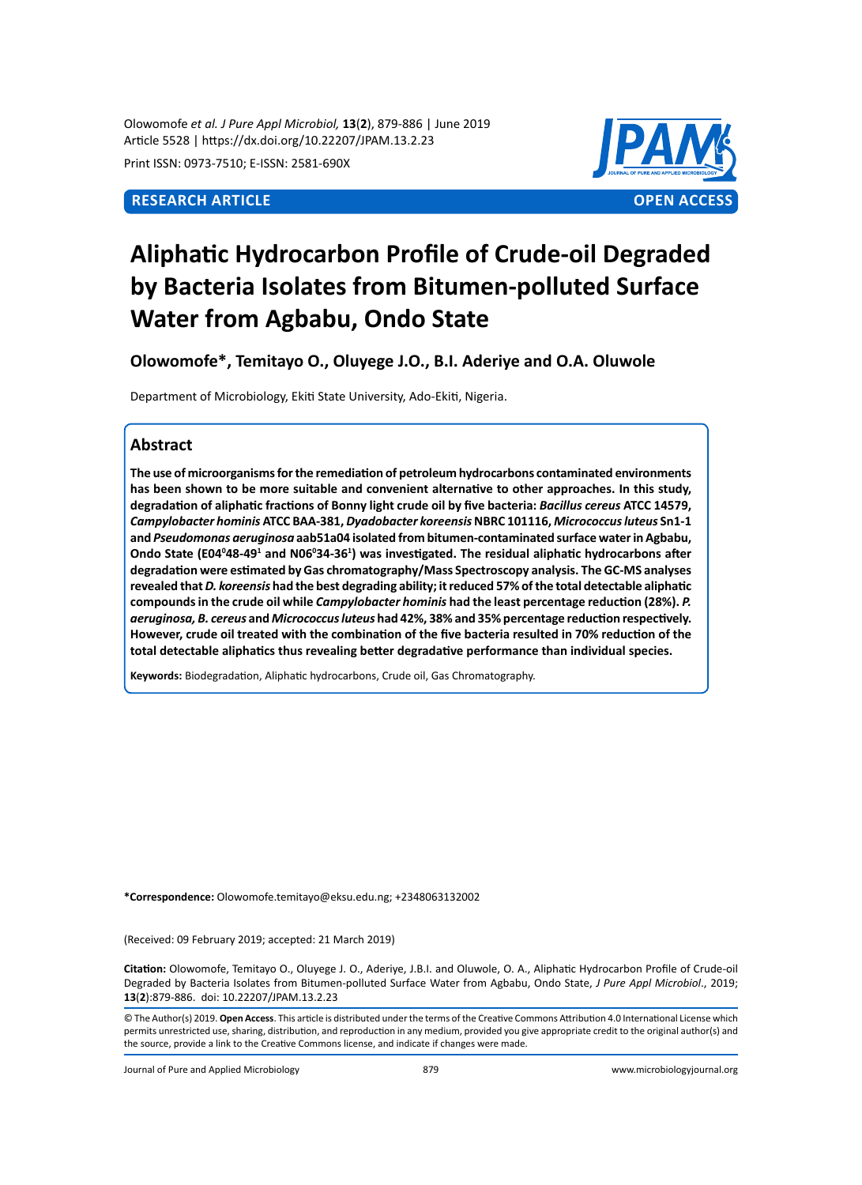**RESEARCH ARTICLE** **OPEN ACCESS**

# Aliphatic Hydrocarbon Profile of Crude-oil Degraded by Bacteria Isolates from Bitumen-polluted Surface Water from Agbabu, Ondo State

**Olowomofe*, Temitayo O., Oluyege J.O., B.I. Aderiye and O.A. Oluwole**

Department of Microbiology, Ekiti State University, Ado-Ekiti, Nigeria.

## Abstract

**The use of microorganisms for the remediation of petroleum hydrocarbons contaminated environments has been shown to be more suitable and convenient alternative to other approaches. In this study, degradation of aliphatic fractions of Bonny light crude oil by five bacteria: *Bacillus cereus* ATCC 14579, *Campylobacter hominis* ATCC BAA-381, *Dyadobacter koreensis* NBRC 101116, *Micrococcus luteus* Sn1-1 and *Pseudomonas aeruginosa* aab51a04 isolated from bitumen-contaminated surface water in Agbabu, Ondo State (E04$^{0}$48-49$^{1}$ and N06$^{0}$34-36$^{1}$) was investigated. The residual aliphatic hydrocarbons after degradation were estimated by Gas chromatography/Mass Spectroscopy analysis. The GC-MS analyses revealed that *D. koreensis* had the best degrading ability; it reduced 57% of the total detectable aliphatic compounds in the crude oil while *Campylobacter hominis* had the least percentage reduction (28%). *P. aeruginosa, B. cereus* and *Micrococcus luteus* had 42%, 38% and 35% percentage reduction respectively. However, crude oil treated with the combination of the five bacteria resulted in 70% reduction of the total detectable aliphatics thus revealing better degradative performance than individual species.**

**Keywords:** Biodegradation, Aliphatic hydrocarbons, Crude oil, Gas Chromatography.

***Correspondence:** Olowomofe.temitayo@eksu.edu.ng; +2348063132002

(Received: 09 February 2019; accepted: 21 March 2019)

**Citation:** Olowomofe, Temitayo O., Oluyege J. O., Aderiye, J.B.I. and Oluwole, O. A., Aliphatic Hydrocarbon Profile of Crude-oil Degraded by Bacteria Isolates from Bitumen-polluted Surface Water from Agbabu, Ondo State, *J Pure Appl Microbiol*., 2019; **13**(**2**):879-886. doi: 10.22207/JPAM.13.2.23

© The Author(s) 2019. **Open Access**. This article is distributed under the terms of the Creative Commons Attribution 4.0 International License which permits unrestricted use, sharing, distribution, and reproduction in any medium, provided you give appropriate credit to the original author(s) and the source, provide a link to the Creative Commons license, and indicate if changes were made.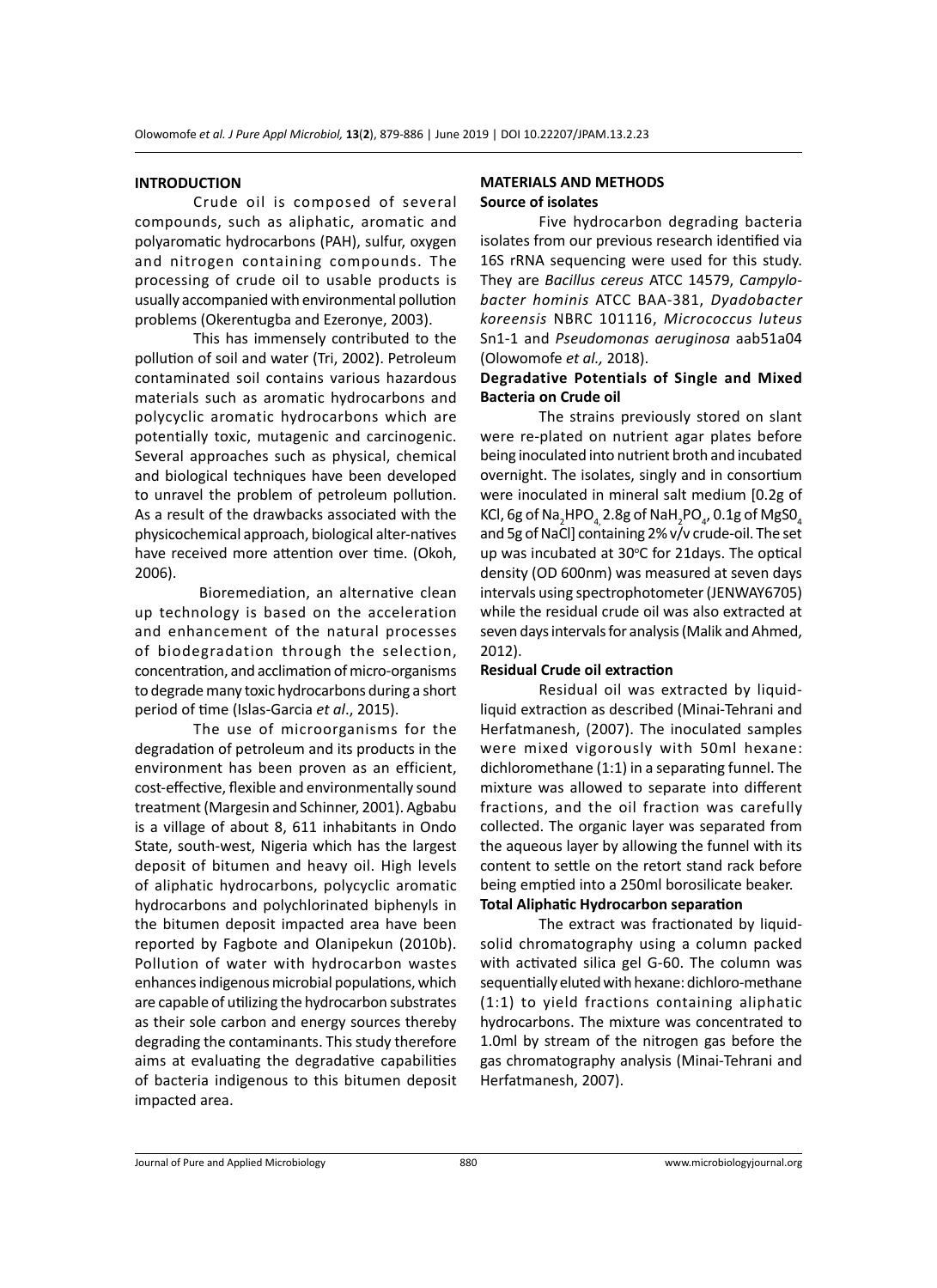## INTRODUCTION

Crude oil is composed of several compounds, such as aliphatic, aromatic and polyaromatic hydrocarbons (PAH), sulfur, oxygen and nitrogen containing compounds. The processing of crude oil to usable products is usually accompanied with environmental pollution problems (Okerentugba and Ezeronye, 2003).

This has immensely contributed to the pollution of soil and water (Tri, 2002). Petroleum contaminated soil contains various hazardous materials such as aromatic hydrocarbons and polycyclic aromatic hydrocarbons which are potentially toxic, mutagenic and carcinogenic. Several approaches such as physical, chemical and biological techniques have been developed to unravel the problem of petroleum pollution. As a result of the drawbacks associated with the physicochemical approach, biological alter-natives have received more attention over time. (Okoh, 2006).

Bioremediation, an alternative clean up technology is based on the acceleration and enhancement of the natural processes of biodegradation through the selection, concentration, and acclimation of micro-organisms to degrade many toxic hydrocarbons during a short period of time (Islas-Garcia *et al*., 2015).

The use of microorganisms for the degradation of petroleum and its products in the environment has been proven as an efficient, cost-effective, flexible and environmentally sound treatment (Margesin and Schinner, 2001). Agbabu is a village of about 8, 611 inhabitants in Ondo State, south-west, Nigeria which has the largest deposit of bitumen and heavy oil. High levels of aliphatic hydrocarbons, polycyclic aromatic hydrocarbons and polychlorinated biphenyls in the bitumen deposit impacted area have been reported by Fagbote and Olanipekun (2010b). Pollution of water with hydrocarbon wastes enhances indigenous microbial populations, which are capable of utilizing the hydrocarbon substrates as their sole carbon and energy sources thereby degrading the contaminants. This study therefore aims at evaluating the degradative capabilities of bacteria indigenous to this bitumen deposit impacted area.

## MATERIALS AND METHODS

### Source of isolates

Five hydrocarbon degrading bacteria isolates from our previous research identified via 16S rRNA sequencing were used for this study. They are *Bacillus cereus* ATCC 14579, *Campylobacter hominis* ATCC BAA-381, *Dyadobacter koreensis* NBRC 101116, *Micrococcus luteus* Sn1-1 and *Pseudomonas aeruginosa* aab51a04 (Olowomofe *et al.,* 2018).

### Degradative Potentials of Single and Mixed Bacteria on Crude oil

The strains previously stored on slant were re-plated on nutrient agar plates before being inoculated into nutrient broth and incubated overnight. The isolates, singly and in consortium were inoculated in mineral salt medium [0.2g of KCl, 6g of $Na_2HPO_4$, 2.8g of $NaH_2PO_4$, 0.1g of $MgSO_4$ and 5g of NaCl] containing 2% v/v crude-oil. The set up was incubated at 30°C for 21days. The optical density (OD 600nm) was measured at seven days intervals using spectrophotometer (JENWAY6705) while the residual crude oil was also extracted at seven days intervals for analysis (Malik and Ahmed, 2012).

### Residual Crude oil extraction

Residual oil was extracted by liquid-liquid extraction as described (Minai-Tehrani and Herfatmanesh, (2007). The inoculated samples were mixed vigorously with 50ml hexane: dichloromethane (1:1) in a separating funnel. The mixture was allowed to separate into different fractions, and the oil fraction was carefully collected. The organic layer was separated from the aqueous layer by allowing the funnel with its content to settle on the retort stand rack before being emptied into a 250ml borosilicate beaker.

### Total Aliphatic Hydrocarbon separation

The extract was fractionated by liquid-solid chromatography using a column packed with activated silica gel G-60. The column was sequentially eluted with hexane: dichloro-methane (1:1) to yield fractions containing aliphatic hydrocarbons. The mixture was concentrated to 1.0ml by stream of the nitrogen gas before the gas chromatography analysis (Minai-Tehrani and Herfatmanesh, 2007).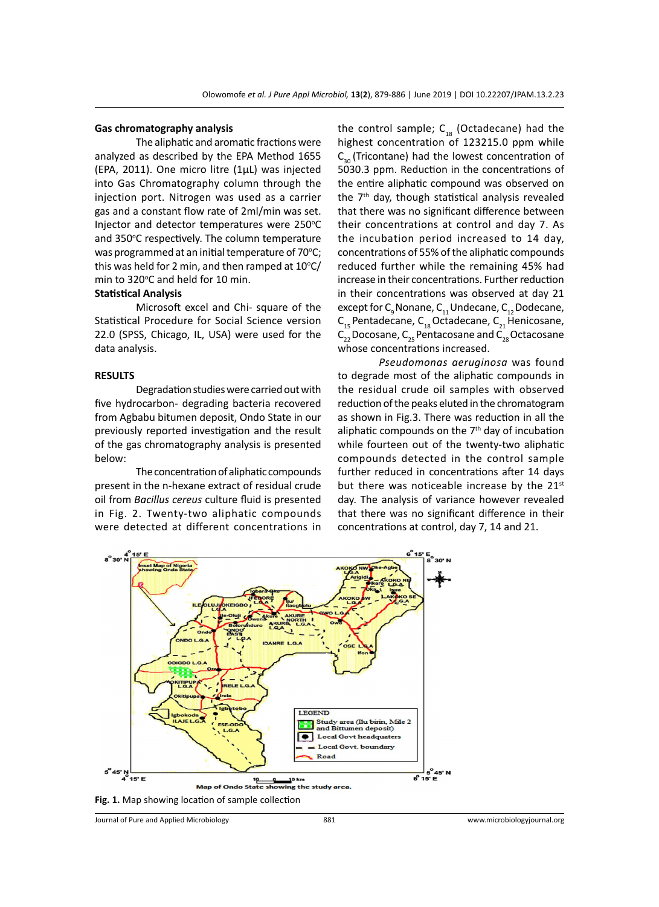### Gas chromatography analysis

The aliphatic and aromatic fractions were analyzed as described by the EPA Method 1655 (EPA, 2011). One micro litre (1µL) was injected into Gas Chromatography column through the injection port. Nitrogen was used as a carrier gas and a constant flow rate of 2ml/min was set. Injector and detector temperatures were 250°C and 350°C respectively. The column temperature was programmed at an initial temperature of 70°C; this was held for 2 min, and then ramped at 10°C/min to 320°C and held for 10 min.

### Statistical Analysis

Microsoft excel and Chi- square of the Statistical Procedure for Social Science version 22.0 (SPSS, Chicago, IL, USA) were used for the data analysis.

## RESULTS

Degradation studies were carried out with five hydrocarbon- degrading bacteria recovered from Agbabu bitumen deposit, Ondo State in our previously reported investigation and the result of the gas chromatography analysis is presented below:

The concentration of aliphatic compounds present in the n-hexane extract of residual crude oil from *Bacillus cereus* culture fluid is presented in Fig. 2. Twenty-two aliphatic compounds were detected at different concentrations in the control sample; $C_{18}$ (Octadecane) had the highest concentration of 123215.0 ppm while $C_{30}$ (Tricontane) had the lowest concentration of 5030.3 ppm. Reduction in the concentrations of the entire aliphatic compound was observed on the 7th day, though statistical analysis revealed that there was no significant difference between their concentrations at control and day 7. As the incubation period increased to 14 day, concentrations of 55% of the aliphatic compounds reduced further while the remaining 45% had increase in their concentrations. Further reduction in their concentrations was observed at day 21 except for $C_9$ Nonane, $C_{11}$ Undecane, $C_{12}$ Dodecane, $C_{15}$ Pentadecane, $C_{18}$ Octadecane, $C_{21}$ Henicosane, $C_{22}$ Docosane, $C_{25}$ Pentacosane and $C_{28}$ Octacosane whose concentrations increased.

*Pseudomonas aeruginosa* was found to degrade most of the aliphatic compounds in the residual crude oil samples with observed reduction of the peaks eluted in the chromatogram as shown in Fig.3. There was reduction in all the aliphatic compounds on the 7th day of incubation while fourteen out of the twenty-two aliphatic compounds detected in the control sample further reduced in concentrations after 14 days but there was noticeable increase by the 21st day. The analysis of variance however revealed that there was no significant difference in their concentrations at control, day 7, 14 and 21.

**Fig. 1.** Map showing location of sample collection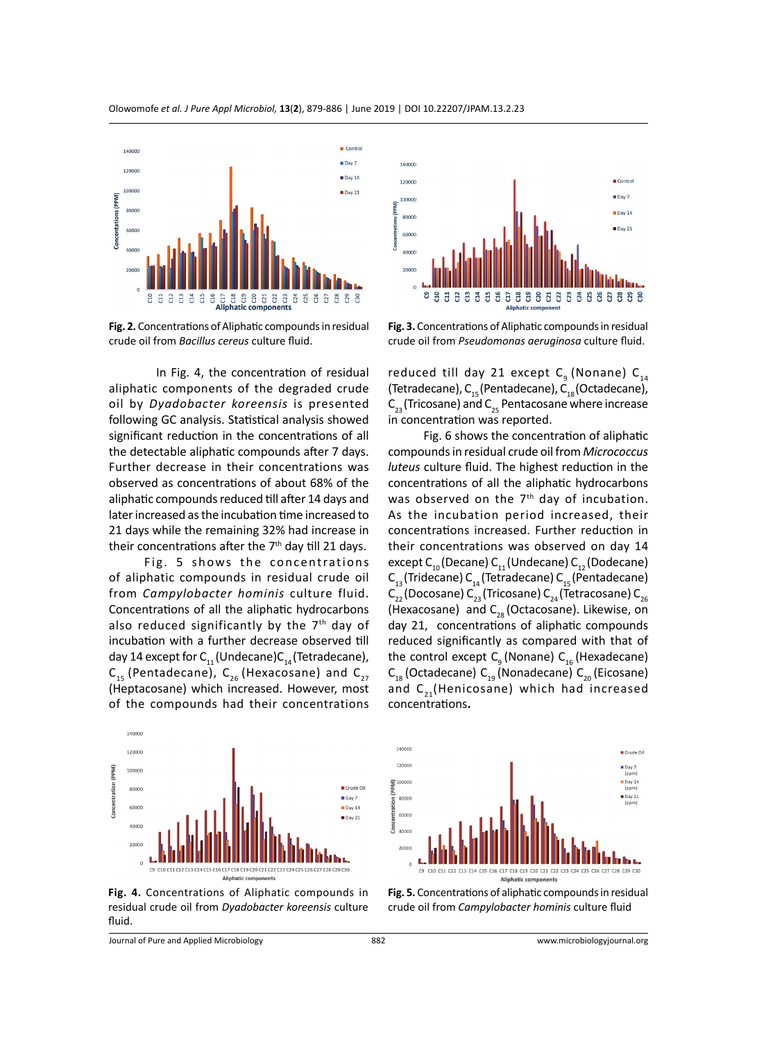Fig. 2. Concentrations of Aliphatic compounds in residual crude oil from *Bacillus cereus* culture fluid.

Fig. 3. Concentrations of Aliphatic compounds in residual crude oil from *Pseudomonas aeruginosa* culture fluid.

In Fig. 4, the concentration of residual aliphatic components of the degraded crude oil by *Dyadobacter koreensis* is presented following GC analysis. Statistical analysis showed significant reduction in the concentrations of all the detectable aliphatic compounds after 7 days. Further decrease in their concentrations was observed as concentrations of about 68% of the aliphatic compounds reduced till after 14 days and later increased as the incubation time increased to 21 days while the remaining 32% had increase in their concentrations after the 7[th] day till 21 days.

Fig. 5 shows the concentrations of aliphatic compounds in residual crude oil from *Campylobacter hominis* culture fluid. Concentrations of all the aliphatic hydrocarbons also reduced significantly by the 7[th] day of incubation with a further decrease observed till day 14 except for $C_{11}$ (Undecane)$C_{14}$ (Tetradecane), $C_{15}$ (Pentadecane), $C_{26}$ (Hexacosane) and $C_{27}$ (Heptacosane) which increased. However, most of the compounds had their concentrations reduced till day 21 except $C_9$ (Nonane) $C_{14}$ (Tetradecane), $C_{15}$ (Pentadecane), $C_{18}$ (Octadecane), $C_{23}$ (Tricosane) and $C_{25}$ Pentacosane where increase in concentration was reported.

Fig. 6 shows the concentration of aliphatic compounds in residual crude oil from *Micrococcus luteus* culture fluid. The highest reduction in the concentrations of all the aliphatic hydrocarbons was observed on the 7[th] day of incubation. As the incubation period increased, their concentrations increased. Further reduction in their concentrations was observed on day 14 except $C_{10}$ (Decane) $C_{11}$ (Undecane) $C_{12}$ (Dodecane) $C_{13}$ (Tridecane) $C_{14}$ (Tetradecane) $C_{15}$ (Pentadecane) $C_{22}$ (Docosane) $C_{23}$ (Tricosane) $C_{24}$ (Tetracosane) $C_{26}$ (Hexacosane) and $C_{28}$ (Octacosane). Likewise, on day 21, concentrations of aliphatic compounds reduced significantly as compared with that of the control except $C_9$ (Nonane) $C_{16}$ (Hexadecane) $C_{18}$ (Octadecane) $C_{19}$ (Nonadecane) $C_{20}$ (Eicosane) and $C_{21}$(Henicosane) which had increased concentrations**.**

Fig. 4. Concentrations of Aliphatic compounds in residual crude oil from *Dyadobacter koreensis* culture fluid.

Fig. 5. Concentrations of aliphatic compounds in residual crude oil from *Campylobacter hominis* culture fluid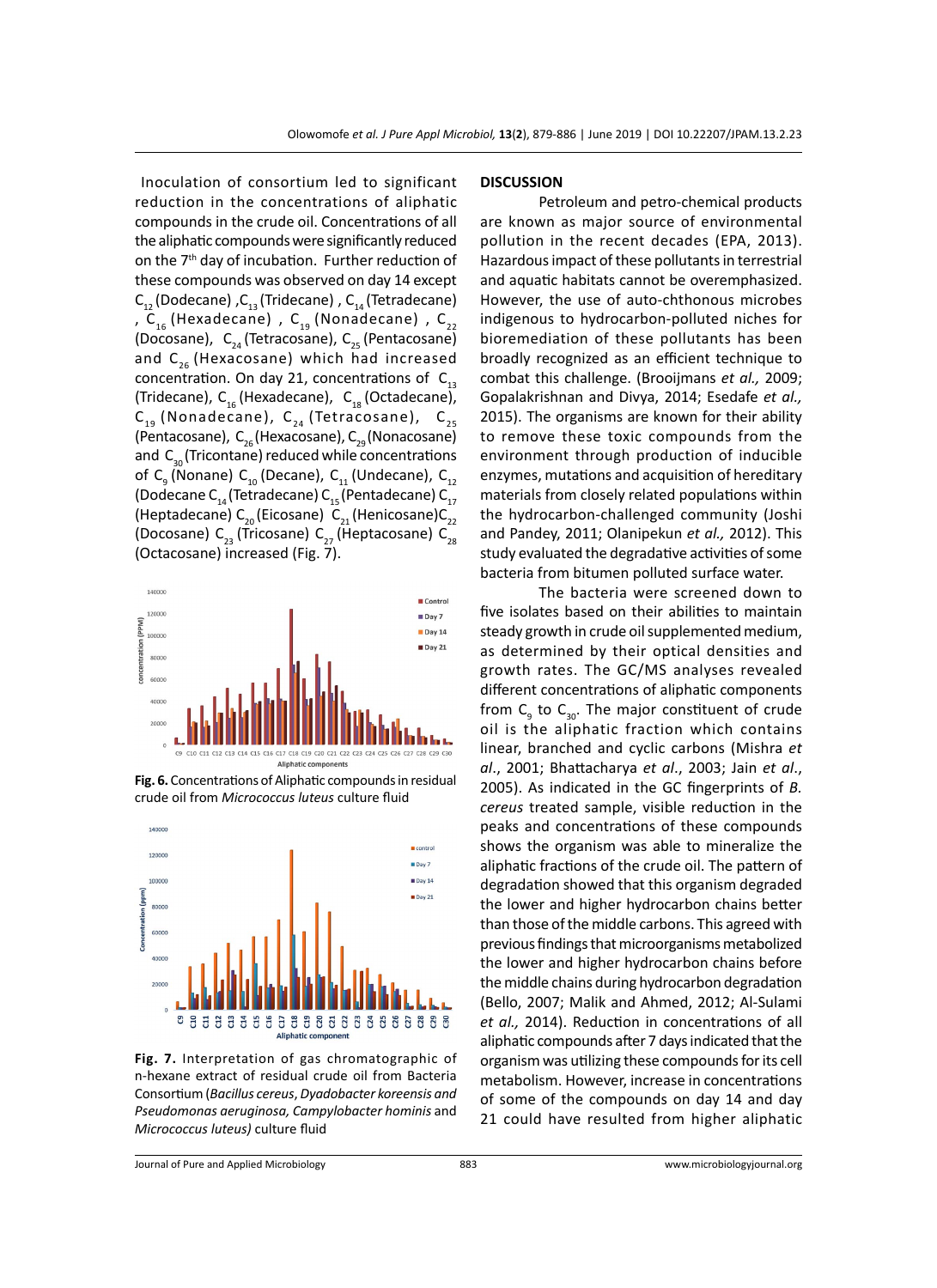Inoculation of consortium led to significant reduction in the concentrations of aliphatic compounds in the crude oil. Concentrations of all the aliphatic compounds were significantly reduced on the 7th day of incubation. Further reduction of these compounds was observed on day 14 except $C_{12}$ (Dodecane), $C_{13}$ (Tridecane), $C_{14}$ (Tetradecane), $C_{16}$ (Hexadecane), $C_{19}$ (Nonadecane), $C_{22}$ (Docosane), $C_{24}$ (Tetracosane), $C_{25}$ (Pentacosane) and $C_{26}$ (Hexacosane) which had increased concentration. On day 21, concentrations of $C_{13}$ (Tridecane), $C_{16}$ (Hexadecane), $C_{18}$ (Octadecane), $C_{19}$ (Nonadecane), $C_{24}$ (Tetracosane), $C_{25}$ (Pentacosane), $C_{26}$ (Hexacosane), $C_{29}$ (Nonacosane) and $C_{30}$ (Tricontane) reduced while concentrations of $C_9$ (Nonane) $C_{10}$ (Decane), $C_{11}$ (Undecane), $C_{12}$ (Dodecane $C_{14}$ (Tetradecane) $C_{15}$ (Pentadecane) $C_{17}$ (Heptadecane) $C_{20}$ (Eicosane) $C_{21}$ (Henicosane)$C_{22}$ (Docosane) $C_{23}$ (Tricosane) $C_{27}$ (Heptacosane) $C_{28}$ (Octacosane) increased (Fig. 7).

**Fig. 6.** Concentrations of Aliphatic compounds in residual crude oil from *Micrococcus luteus* culture fluid

**Fig. 7.** Interpretation of gas chromatographic of n-hexane extract of residual crude oil from Bacteria Consortium (*Bacillus cereus*, *Dyadobacter koreensis and Pseudomonas aeruginosa, Campylobacter hominis* and *Micrococcus luteus)* culture fluid

## DISCUSSION

Petroleum and petro-chemical products are known as major source of environmental pollution in the recent decades (EPA, 2013). Hazardous impact of these pollutants in terrestrial and aquatic habitats cannot be overemphasized. However, the use of auto-chthonous microbes indigenous to hydrocarbon-polluted niches for bioremediation of these pollutants has been broadly recognized as an efficient technique to combat this challenge. (Brooijmans *et al.,* 2009; Gopalakrishnan and Divya, 2014; Esedafe *et al.,* 2015). The organisms are known for their ability to remove these toxic compounds from the environment through production of inducible enzymes, mutations and acquisition of hereditary materials from closely related populations within the hydrocarbon-challenged community (Joshi and Pandey, 2011; Olanipekun *et al.,* 2012). This study evaluated the degradative activities of some bacteria from bitumen polluted surface water.

The bacteria were screened down to five isolates based on their abilities to maintain steady growth in crude oil supplemented medium, as determined by their optical densities and growth rates. The GC/MS analyses revealed different concentrations of aliphatic components from $C_9$ to $C_{30}$. The major constituent of crude oil is the aliphatic fraction which contains linear, branched and cyclic carbons (Mishra *et al*., 2001; Bhattacharya *et al*., 2003; Jain *et al*., 2005). As indicated in the GC fingerprints of *B. cereus* treated sample, visible reduction in the peaks and concentrations of these compounds shows the organism was able to mineralize the aliphatic fractions of the crude oil. The pattern of degradation showed that this organism degraded the lower and higher hydrocarbon chains better than those of the middle carbons. This agreed with previous findings that microorganisms metabolized the lower and higher hydrocarbon chains before the middle chains during hydrocarbon degradation (Bello, 2007; Malik and Ahmed, 2012; Al-Sulami *et al.,* 2014). Reduction in concentrations of all aliphatic compounds after 7 days indicated that the organism was utilizing these compounds for its cell metabolism. However, increase in concentrations of some of the compounds on day 14 and day 21 could have resulted from higher aliphatic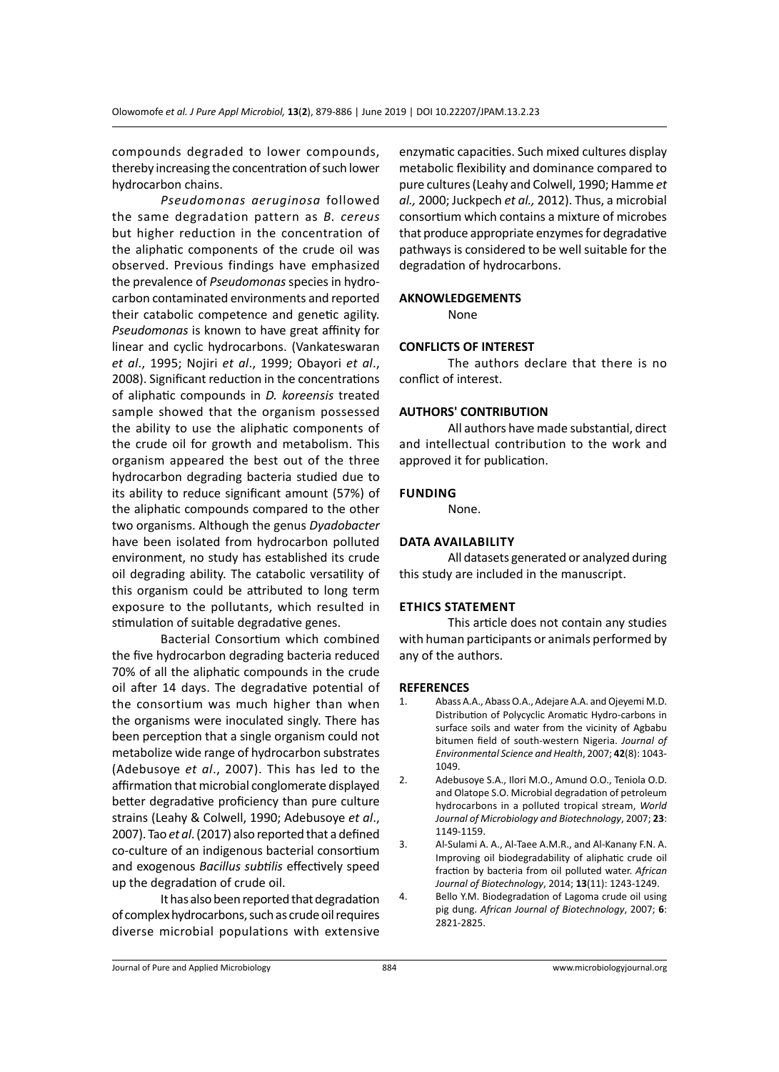compounds degraded to lower compounds, thereby increasing the concentration of such lower hydrocarbon chains.

*Pseudomonas aeruginosa* followed the same degradation pattern as *B. cereus* but higher reduction in the concentration of the aliphatic components of the crude oil was observed. Previous findings have emphasized the prevalence of *Pseudomonas* species in hydrocarbon contaminated environments and reported their catabolic competence and genetic agility. *Pseudomonas* is known to have great affinity for linear and cyclic hydrocarbons. (Vankateswaran *et al*., 1995; Nojiri *et al*., 1999; Obayori *et al*., 2008). Significant reduction in the concentrations of aliphatic compounds in *D. koreensis* treated sample showed that the organism possessed the ability to use the aliphatic components of the crude oil for growth and metabolism. This organism appeared the best out of the three hydrocarbon degrading bacteria studied due to its ability to reduce significant amount (57%) of the aliphatic compounds compared to the other two organisms. Although the genus *Dyadobacter* have been isolated from hydrocarbon polluted environment, no study has established its crude oil degrading ability. The catabolic versatility of this organism could be attributed to long term exposure to the pollutants, which resulted in stimulation of suitable degradative genes.

Bacterial Consortium which combined the five hydrocarbon degrading bacteria reduced 70% of all the aliphatic compounds in the crude oil after 14 days. The degradative potential of the consortium was much higher than when the organisms were inoculated singly. There has been perception that a single organism could not metabolize wide range of hydrocarbon substrates (Adebusoye *et al*., 2007). This has led to the affirmation that microbial conglomerate displayed better degradative proficiency than pure culture strains (Leahy & Colwell, 1990; Adebusoye *et al*., 2007). Tao *et al*. (2017) also reported that a defined co-culture of an indigenous bacterial consortium and exogenous *Bacillus subtilis* effectively speed up the degradation of crude oil.

It has also been reported that degradation of complex hydrocarbons, such as crude oil requires diverse microbial populations with extensive enzymatic capacities. Such mixed cultures display metabolic flexibility and dominance compared to pure cultures (Leahy and Colwell, 1990; Hamme *et al.,* 2000; Juckpech *et al.,* 2012). Thus, a microbial consortium which contains a mixture of microbes that produce appropriate enzymes for degradative pathways is considered to be well suitable for the degradation of hydrocarbons.

## AKNOWLEDGEMENTS

None

## CONFLICTS OF INTEREST

The authors declare that there is no conflict of interest.

## AUTHORS' CONTRIBUTION

All authors have made substantial, direct and intellectual contribution to the work and approved it for publication.

## FUNDING

None.

## DATA AVAILABILITY

All datasets generated or analyzed during this study are included in the manuscript.

## ETHICS STATEMENT

This article does not contain any studies with human participants or animals performed by any of the authors.

## REFERENCES

1. Abass A.A., Abass O.A., Adejare A.A. and Ojeyemi M.D. Distribution of Polycyclic Aromatic Hydro-carbons in surface soils and water from the vicinity of Agbabu bitumen field of south-western Nigeria. *Journal of Environmental Science and Health*, 2007; **42**(8): 1043-1049.
2. Adebusoye S.A., Ilori M.O., Amund O.O., Teniola O.D. and Olatope S.O. Microbial degradation of petroleum hydrocarbons in a polluted tropical stream, *World Journal of Microbiology and Biotechnology*, 2007; **23**: 1149-1159.
3. Al-Sulami A. A., Al-Taee A.M.R., and Al-Kanany F.N. A. Improving oil biodegradability of aliphatic crude oil fraction by bacteria from oil polluted water. *African Journal of Biotechnology*, 2014; **13**(11): 1243-1249.
4. Bello Y.M. Biodegradation of Lagoma crude oil using pig dung. *African Journal of Biotechnology*, 2007; **6**: 2821-2825.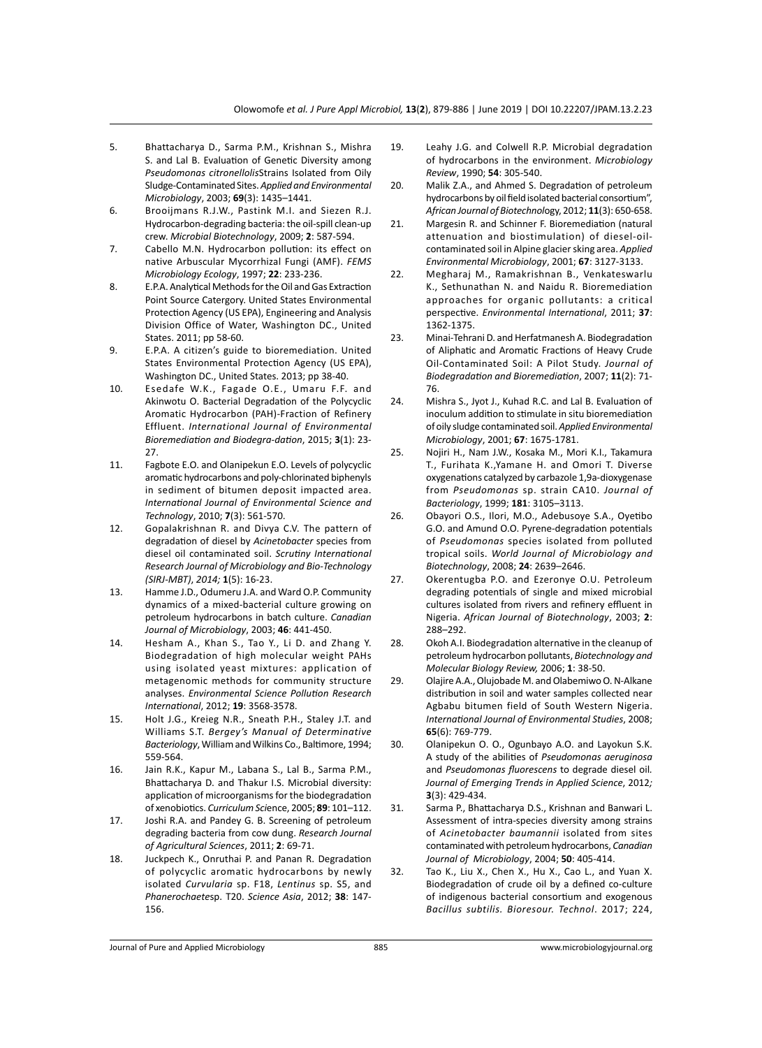5. Bhattacharya D., Sarma P.M., Krishnan S., Mishra S. and Lal B. Evaluation of Genetic Diversity among *Pseudomonas citronellolis*Strains Isolated from Oily Sludge-Contaminated Sites. *Applied and Environmental Microbiology*, 2003; **69**(3): 1435–1441.
6. Brooijmans R.J.W., Pastink M.I. and Siezen R.J. Hydrocarbon-degrading bacteria: the oil-spill clean-up crew. *Microbial Biotechnology*, 2009; **2**: 587-594.
7. Cabello M.N. Hydrocarbon pollution: its effect on native Arbuscular Mycorrhizal Fungi (AMF). *FEMS Microbiology Ecology*, 1997; **22**: 233-236.
8. E.P.A. Analytical Methods for the Oil and Gas Extraction Point Source Catergory. United States Environmental Protection Agency (US EPA), Engineering and Analysis Division Office of Water, Washington DC., United States. 2011; pp 58-60.
9. E.P.A. A citizen's guide to bioremediation. United States Environmental Protection Agency (US EPA), Washington DC., United States. 2013; pp 38-40.
10. Esedafe W.K., Fagade O.E., Umaru F.F. and Akinwotu O. Bacterial Degradation of the Polycyclic Aromatic Hydrocarbon (PAH)-Fraction of Refinery Effluent. *International Journal of Environmental Bioremediation and Biodegra-dation*, 2015; **3**(1): 23-27.
11. Fagbote E.O. and Olanipekun E.O. Levels of polycyclic aromatic hydrocarbons and poly-chlorinated biphenyls in sediment of bitumen deposit impacted area. *International Journal of Environmental Science and Technology*, 2010; **7**(3): 561-570.
12. Gopalakrishnan R. and Divya C.V. The pattern of degradation of diesel by *Acinetobacter* species from diesel oil contaminated soil. *Scrutiny International Research Journal of Microbiology and Bio-Technology (SIRJ-MBT)*, *2014;* **1**(5): 16-23.
13. Hamme J.D., Odumeru J.A. and Ward O.P. Community dynamics of a mixed-bacterial culture growing on petroleum hydrocarbons in batch culture. *Canadian Journal of Microbiology*, 2003; **46**: 441-450.
14. Hesham A., Khan S., Tao Y., Li D. and Zhang Y. Biodegradation of high molecular weight PAHs using isolated yeast mixtures: application of metagenomic methods for community structure analyses. *Environmental Science Pollution Research International*, 2012; **19**: 3568-3578.
15. Holt J.G., Kreieg N.R., Sneath P.H., Staley J.T. and Williams S.T. *Bergey's Manual of Determinative Bacteriology*, William and Wilkins Co., Baltimore, 1994; 559-564.
16. Jain R.K., Kapur M., Labana S., Lal B., Sarma P.M., Bhattacharya D. and Thakur I.S. Microbial diversity: application of microorganisms for the biodegradation of xenobiotics. *Curriculum Sci*ence, 2005; **89**: 101–112.
17. Joshi R.A. and Pandey G. B. Screening of petroleum degrading bacteria from cow dung. *Research Journal of Agricultural Sciences*, 2011; **2**: 69-71.
18. Juckpech K., Onruthai P. and Panan R. Degradation of polycyclic aromatic hydrocarbons by newly isolated *Curvularia* sp. F18, *Lentinus* sp. S5, and *Phanerochaete*sp. T20. *Science Asia*, 2012; **38**: 147-156.
19. Leahy J.G. and Colwell R.P. Microbial degradation of hydrocarbons in the environment. *Microbiology Review*, 1990; **54**: 305-540.
20. Malik Z.A., and Ahmed S. Degradation of petroleum hydrocarbons by oil field isolated bacterial consortium", *African Journal of Biotechnol*ogy, 2012; **11**(3): 650-658.
21. Margesin R. and Schinner F. Bioremediation (natural attenuation and biostimulation) of diesel-oil-contaminated soil in Alpine glacier sking area. *Applied Environmental Microbiology*, 2001; **67**: 3127-3133.
22. Megharaj M., Ramakrishnan B., Venkateswarlu K., Sethunathan N. and Naidu R. Bioremediation approaches for organic pollutants: a critical perspective. *Environmental International*, 2011; **37**: 1362-1375.
23. Minai-Tehrani D. and Herfatmanesh A. Biodegradation of Aliphatic and Aromatic Fractions of Heavy Crude Oil-Contaminated Soil: A Pilot Study. *Journal of Biodegradation and Bioremediation*, 2007; **11**(2): 71-76.
24. Mishra S., Jyot J., Kuhad R.C. and Lal B. Evaluation of inoculum addition to stimulate in situ bioremediation of oily sludge contaminated soil. *Applied Environmental Microbiology*, 2001; **67**: 1675-1781.
25. Nojiri H., Nam J.W., Kosaka M., Mori K.I., Takamura T., Furihata K.,Yamane H. and Omori T. Diverse oxygenations catalyzed by carbazole 1,9a-dioxygenase from *Pseudomonas* sp. strain CA10. *Journal of Bacteriology*, 1999; **181**: 3105–3113.
26. Obayori O.S., Ilori, M.O., Adebusoye S.A., Oyetibo G.O. and Amund O.O. Pyrene-degradation potentials of *Pseudomonas* species isolated from polluted tropical soils. *World Journal of Microbiology and Biotechnology*, 2008; **24**: 2639–2646.
27. Okerentugba P.O. and Ezeronye O.U. Petroleum degrading potentials of single and mixed microbial cultures isolated from rivers and refinery effluent in Nigeria. *African Journal of Biotechnology*, 2003; **2**: 288–292.
28. Okoh A.I. Biodegradation alternative in the cleanup of petroleum hydrocarbon pollutants, *Biotechnology and Molecular Biology Review,* 2006; **1**: 38-50.
29. Olajire A.A., Olujobade M. and Olabemiwo O. N-Alkane distribution in soil and water samples collected near Agbabu bitumen field of South Western Nigeria. *International Journal of Environmental Studies*, 2008; **65**(6): 769-779.
30. Olanipekun O. O., Ogunbayo A.O. and Layokun S.K. A study of the abilities of *Pseudomonas aeruginosa* and *Pseudomonas fluorescens* to degrade diesel oil. *Journal of Emerging Trends in Applied Science*, 2012*;* **3**(3): 429-434.
31. Sarma P., Bhattacharya D.S., Krishnan and Banwari L. Assessment of intra-species diversity among strains of *Acinetobacter baumannii* isolated from sites contaminated with petroleum hydrocarbons, *Canadian Journal of Microbiology*, 2004; **50**: 405-414.
32. Tao K., Liu X., Chen X., Hu X., Cao L., and Yuan X. Biodegradation of crude oil by a defined co-culture of indigenous bacterial consortium and exogenous *Bacillus subtilis. Bioresour. Technol*. 2017; 224,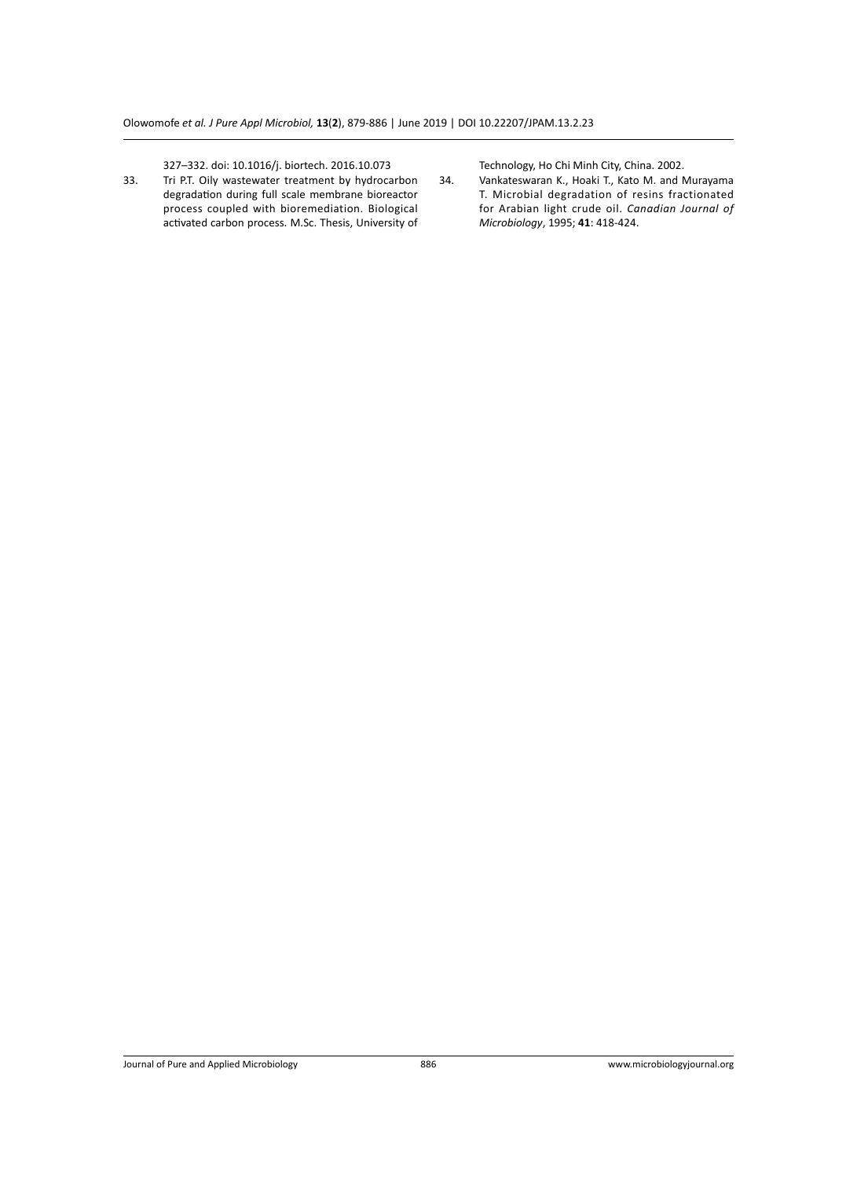327–332. doi: 10.1016/j. biortech. 2016.10.073

33. Tri P.T. Oily wastewater treatment by hydrocarbon degradation during full scale membrane bioreactor process coupled with bioremediation. Biological activated carbon process. M.Sc. Thesis, University of Technology, Ho Chi Minh City, China. 2002.

34. Vankateswaran K., Hoaki T., Kato M. and Murayama T. Microbial degradation of resins fractionated for Arabian light crude oil. *Canadian Journal of Microbiology*, 1995; **41**: 418-424.